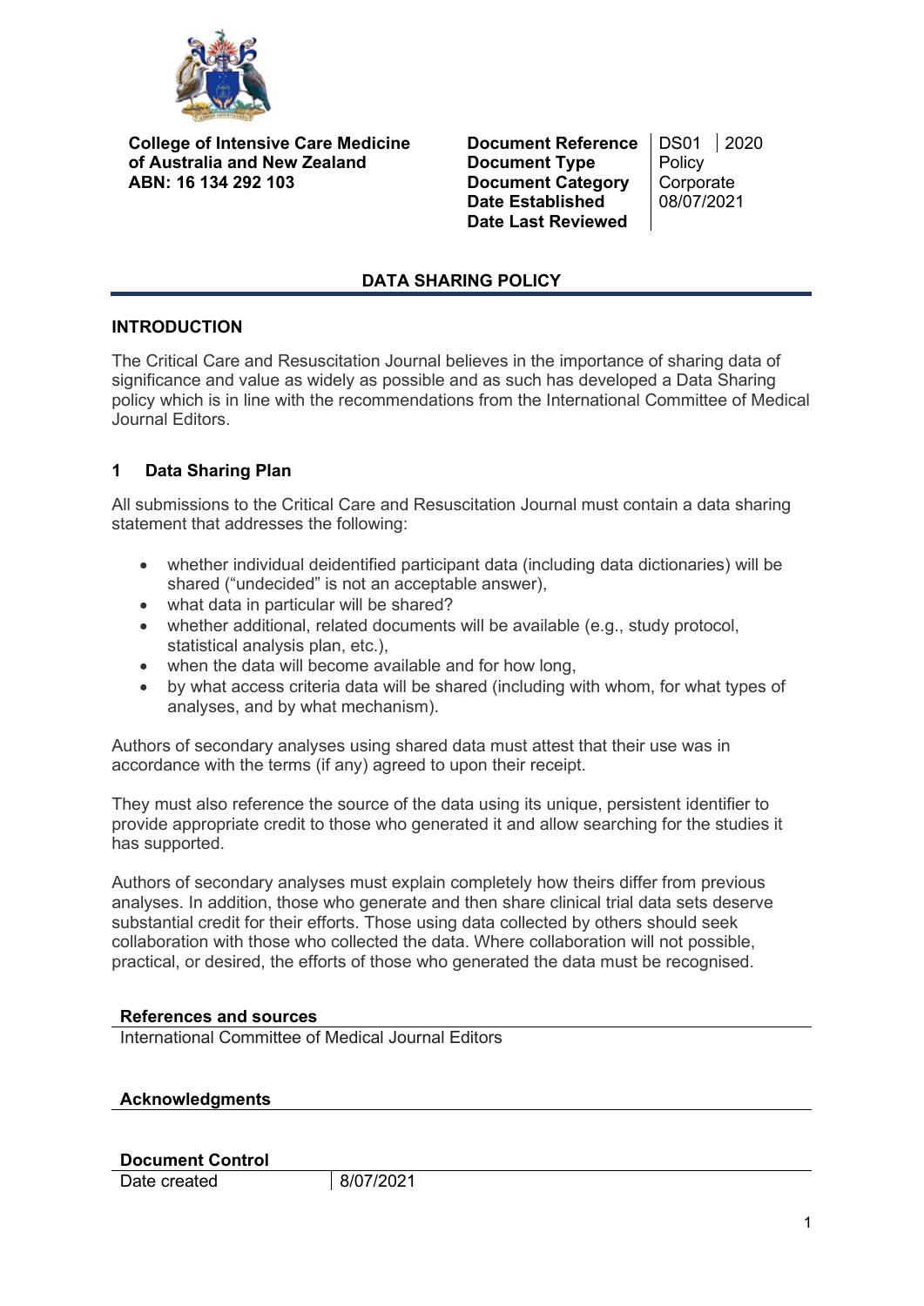**College of Intensive Care Medicine of Australia and New Zealand**
**ABN: 16 134 292 103**

| | | |
|---|---|---|
| **Document Reference** | DS01 | 2020 |
| **Document Type** | Policy | |
| **Document Category** | Corporate | |
| **Date Established** | 08/07/2021 | |
| **Date Last Reviewed** | | |

# DATA SHARING POLICY

## INTRODUCTION

The Critical Care and Resuscitation Journal believes in the importance of sharing data of significance and value as widely as possible and as such has developed a Data Sharing policy which is in line with the recommendations from the International Committee of Medical Journal Editors.

## 1 Data Sharing Plan

All submissions to the Critical Care and Resuscitation Journal must contain a data sharing statement that addresses the following:

- whether individual deidentified participant data (including data dictionaries) will be shared ("undecided" is not an acceptable answer),
- what data in particular will be shared?
- whether additional, related documents will be available (e.g., study protocol, statistical analysis plan, etc.),
- when the data will become available and for how long,
- by what access criteria data will be shared (including with whom, for what types of analyses, and by what mechanism).

Authors of secondary analyses using shared data must attest that their use was in accordance with the terms (if any) agreed to upon their receipt.

They must also reference the source of the data using its unique, persistent identifier to provide appropriate credit to those who generated it and allow searching for the studies it has supported.

Authors of secondary analyses must explain completely how theirs differ from previous analyses. In addition, those who generate and then share clinical trial data sets deserve substantial credit for their efforts. Those using data collected by others should seek collaboration with those who collected the data. Where collaboration will not possible, practical, or desired, the efforts of those who generated the data must be recognised.

**References and sources**

International Committee of Medical Journal Editors

**Acknowledgments**

**Document Control**

| Date created | 8/07/2021 |
|---|---|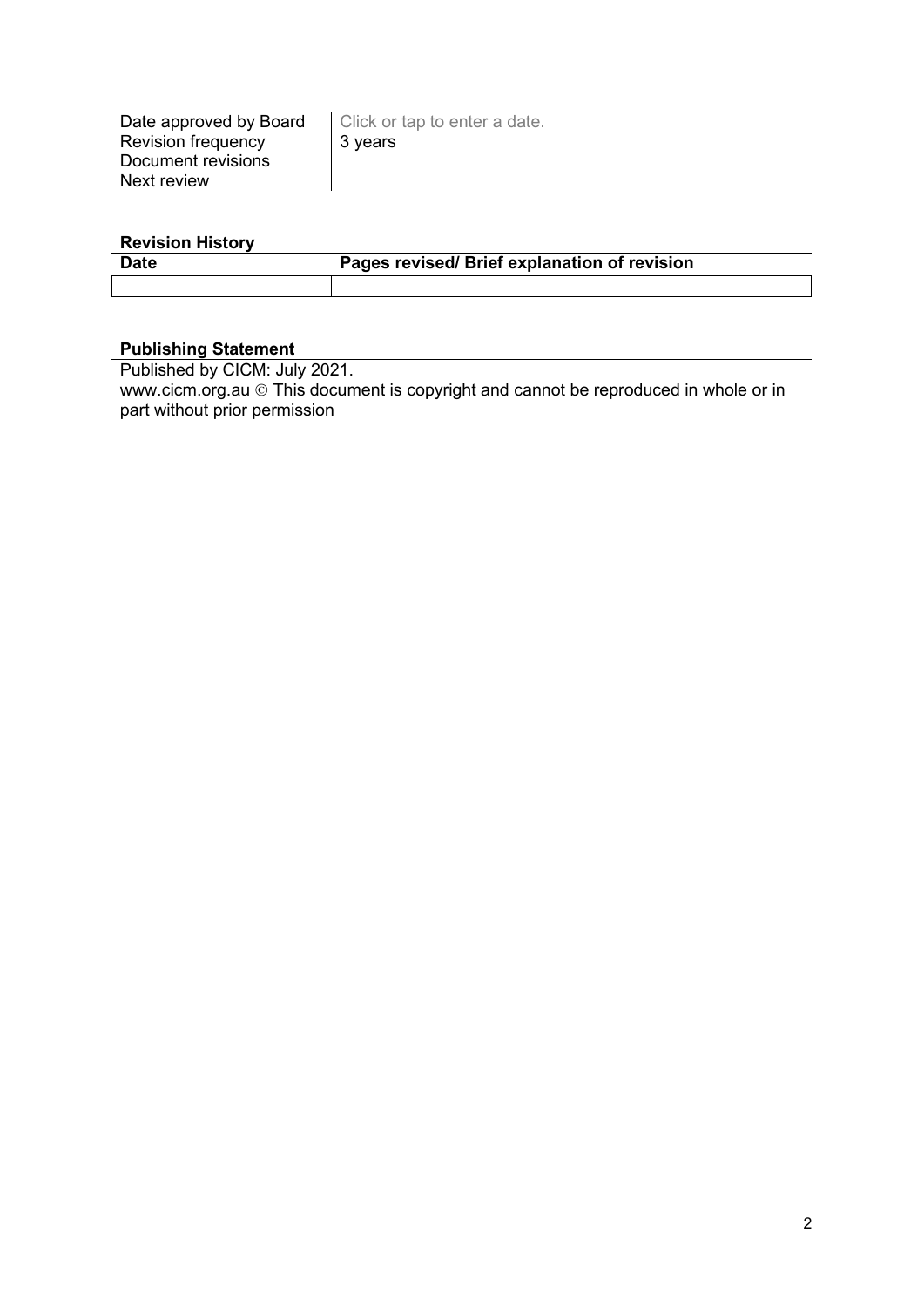| | |
|---|---|
| Date approved by Board | Click or tap to enter a date. |
| Revision frequency | 3 years |
| Document revisions | |
| Next review | |

**Revision History**

| Date | Pages revised/ Brief explanation of revision |
|---|---|
| | |

**Publishing Statement**

Published by CICM: July 2021.
www.cicm.org.au © This document is copyright and cannot be reproduced in whole or in part without prior permission